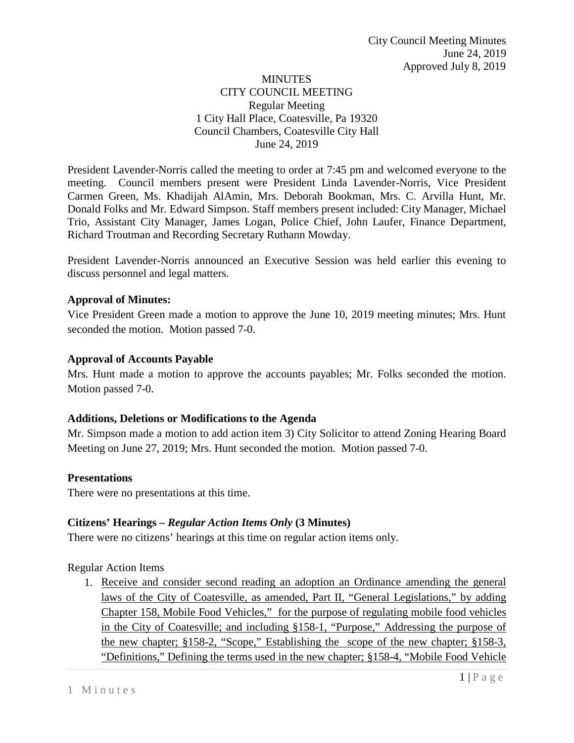City Council Meeting Minutes
June 24, 2019
Approved July 8, 2019

# MINUTES
## CITY COUNCIL MEETING
Regular Meeting
1 City Hall Place, Coatesville, Pa 19320
Council Chambers, Coatesville City Hall
June 24, 2019

President Lavender-Norris called the meeting to order at 7:45 pm and welcomed everyone to the meeting. Council members present were President Linda Lavender-Norris, Vice President Carmen Green, Ms. Khadijah AlAmin, Mrs. Deborah Bookman, Mrs. C. Arvilla Hunt, Mr. Donald Folks and Mr. Edward Simpson. Staff members present included: City Manager, Michael Trio, Assistant City Manager, James Logan, Police Chief, John Laufer, Finance Department, Richard Troutman and Recording Secretary Ruthann Mowday.

President Lavender-Norris announced an Executive Session was held earlier this evening to discuss personnel and legal matters.

**Approval of Minutes:**

Vice President Green made a motion to approve the June 10, 2019 meeting minutes; Mrs. Hunt seconded the motion. Motion passed 7-0.

**Approval of Accounts Payable**

Mrs. Hunt made a motion to approve the accounts payables; Mr. Folks seconded the motion. Motion passed 7-0.

**Additions, Deletions or Modifications to the Agenda**

Mr. Simpson made a motion to add action item 3) City Solicitor to attend Zoning Hearing Board Meeting on June 27, 2019; Mrs. Hunt seconded the motion. Motion passed 7-0.

**Presentations**

There were no presentations at this time.

**Citizens' Hearings – *Regular Action Items Only* (3 Minutes)**

There were no citizens' hearings at this time on regular action items only.

Regular Action Items

1. Receive and consider second reading an adoption an Ordinance amending the general laws of the City of Coatesville, as amended, Part II, "General Legislations," by adding Chapter 158, Mobile Food Vehicles," for the purpose of regulating mobile food vehicles in the City of Coatesville; and including §158-1, "Purpose," Addressing the purpose of the new chapter; §158-2, "Scope," Establishing the scope of the new chapter; §158-3, "Definitions," Defining the terms used in the new chapter; §158-4, "Mobile Food Vehicle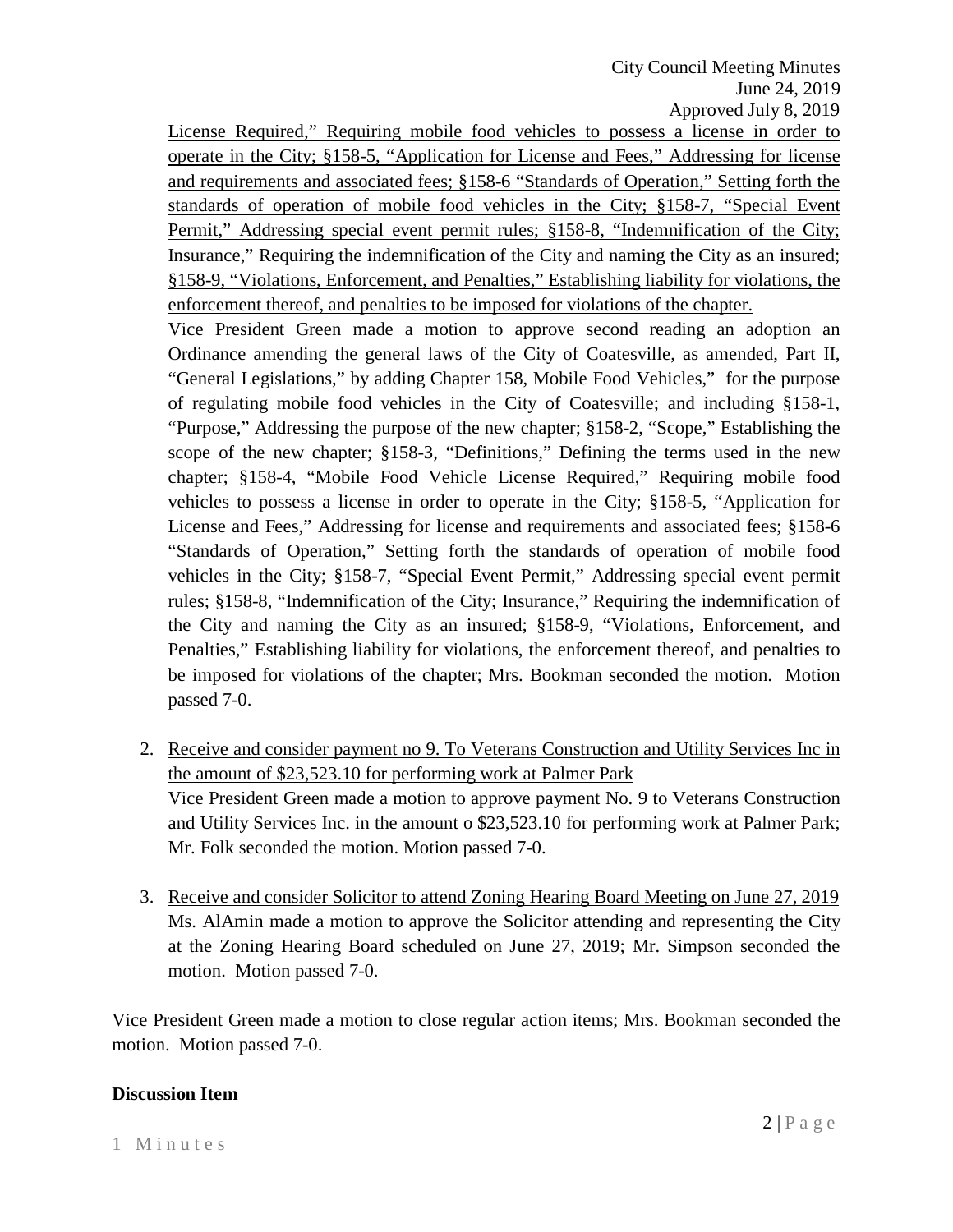License Required," Requiring mobile food vehicles to possess a license in order to operate in the City; §158-5, "Application for License and Fees," Addressing for license and requirements and associated fees; §158-6 "Standards of Operation," Setting forth the standards of operation of mobile food vehicles in the City; §158-7, "Special Event Permit," Addressing special event permit rules; §158-8, "Indemnification of the City; Insurance," Requiring the indemnification of the City and naming the City as an insured; §158-9, "Violations, Enforcement, and Penalties," Establishing liability for violations, the enforcement thereof, and penalties to be imposed for violations of the chapter.

Vice President Green made a motion to approve second reading an adoption an Ordinance amending the general laws of the City of Coatesville, as amended, Part II, "General Legislations," by adding Chapter 158, Mobile Food Vehicles," for the purpose of regulating mobile food vehicles in the City of Coatesville; and including §158-1, "Purpose," Addressing the purpose of the new chapter; §158-2, "Scope," Establishing the scope of the new chapter; §158-3, "Definitions," Defining the terms used in the new chapter; §158-4, "Mobile Food Vehicle License Required," Requiring mobile food vehicles to possess a license in order to operate in the City; §158-5, "Application for License and Fees," Addressing for license and requirements and associated fees; §158-6 "Standards of Operation," Setting forth the standards of operation of mobile food vehicles in the City; §158-7, "Special Event Permit," Addressing special event permit rules; §158-8, "Indemnification of the City; Insurance," Requiring the indemnification of the City and naming the City as an insured; §158-9, "Violations, Enforcement, and Penalties," Establishing liability for violations, the enforcement thereof, and penalties to be imposed for violations of the chapter; Mrs. Bookman seconded the motion. Motion passed 7-0.

2. Receive and consider payment no 9. To Veterans Construction and Utility Services Inc in the amount of $23,523.10 for performing work at Palmer Park
   Vice President Green made a motion to approve payment No. 9 to Veterans Construction and Utility Services Inc. in the amount o $23,523.10 for performing work at Palmer Park; Mr. Folk seconded the motion. Motion passed 7-0.

3. Receive and consider Solicitor to attend Zoning Hearing Board Meeting on June 27, 2019
   Ms. AlAmin made a motion to approve the Solicitor attending and representing the City at the Zoning Hearing Board scheduled on June 27, 2019; Mr. Simpson seconded the motion. Motion passed 7-0.

Vice President Green made a motion to close regular action items; Mrs. Bookman seconded the motion. Motion passed 7-0.

**Discussion Item**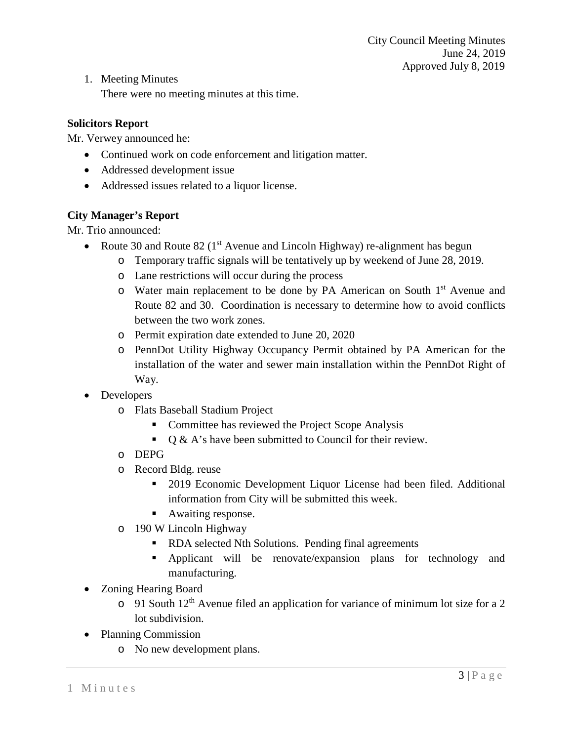1. Meeting Minutes
   There were no meeting minutes at this time.

**Solicitors Report**

Mr. Verwey announced he:

- Continued work on code enforcement and litigation matter.
- Addressed development issue
- Addressed issues related to a liquor license.

**City Manager's Report**

Mr. Trio announced:

- Route 30 and Route 82 (1st Avenue and Lincoln Highway) re-alignment has begun
  - Temporary traffic signals will be tentatively up by weekend of June 28, 2019.
  - Lane restrictions will occur during the process
  - Water main replacement to be done by PA American on South 1st Avenue and Route 82 and 30. Coordination is necessary to determine how to avoid conflicts between the two work zones.
  - Permit expiration date extended to June 20, 2020
  - PennDot Utility Highway Occupancy Permit obtained by PA American for the installation of the water and sewer main installation within the PennDot Right of Way.
- Developers
  - Flats Baseball Stadium Project
    - Committee has reviewed the Project Scope Analysis
    - Q & A's have been submitted to Council for their review.
  - DEPG
  - Record Bldg. reuse
    - 2019 Economic Development Liquor License had been filed. Additional information from City will be submitted this week.
    - Awaiting response.
  - 190 W Lincoln Highway
    - RDA selected Nth Solutions. Pending final agreements
    - Applicant will be renovate/expansion plans for technology and manufacturing.
- Zoning Hearing Board
  - 91 South 12th Avenue filed an application for variance of minimum lot size for a 2 lot subdivision.
- Planning Commission
  - No new development plans.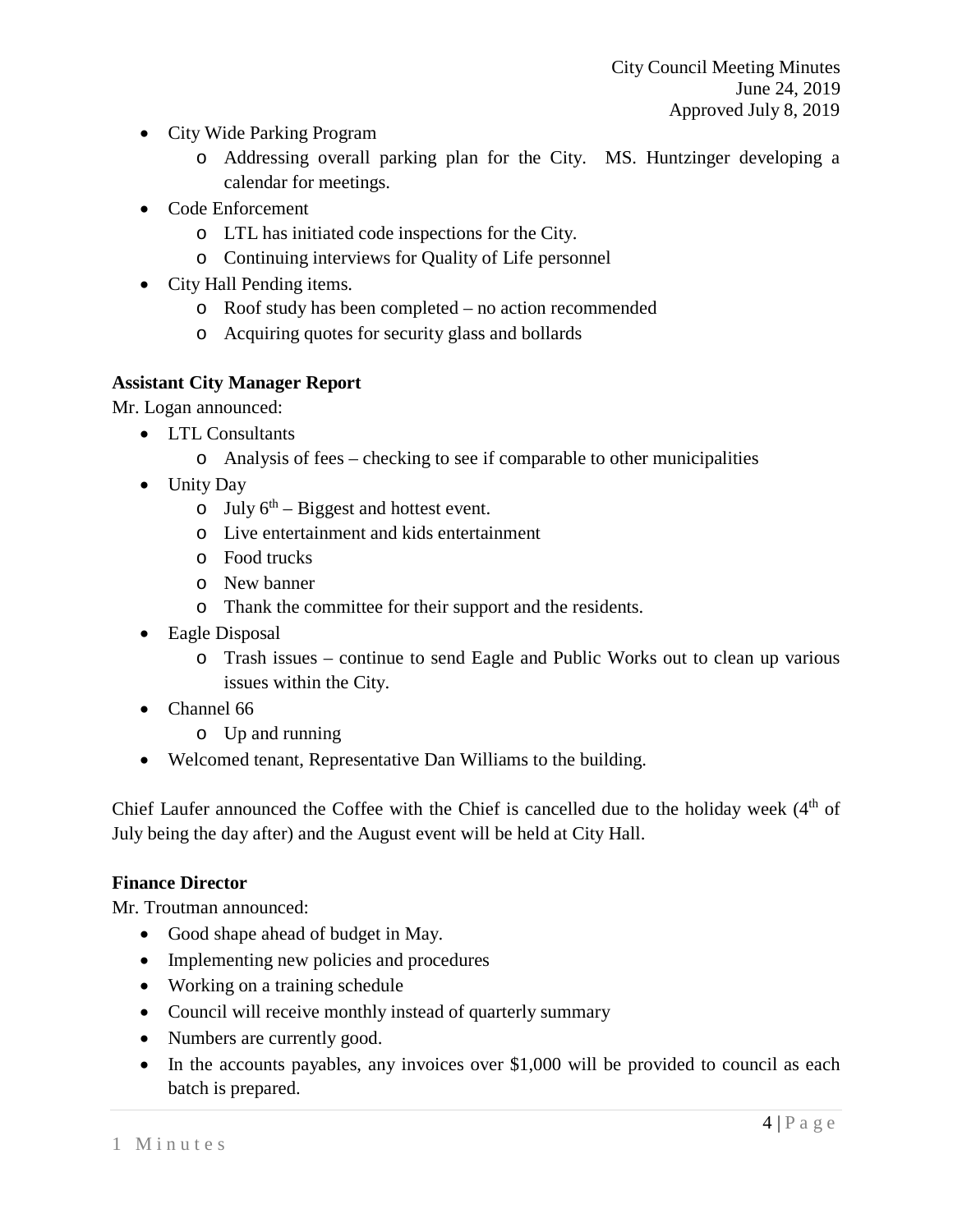- City Wide Parking Program
  - Addressing overall parking plan for the City. MS. Huntzinger developing a calendar for meetings.
- Code Enforcement
  - LTL has initiated code inspections for the City.
  - Continuing interviews for Quality of Life personnel
- City Hall Pending items.
  - Roof study has been completed – no action recommended
  - Acquiring quotes for security glass and bollards

**Assistant City Manager Report**

Mr. Logan announced:

- LTL Consultants
  - Analysis of fees – checking to see if comparable to other municipalities
- Unity Day
  - July 6th – Biggest and hottest event.
  - Live entertainment and kids entertainment
  - Food trucks
  - New banner
  - Thank the committee for their support and the residents.
- Eagle Disposal
  - Trash issues – continue to send Eagle and Public Works out to clean up various issues within the City.
- Channel 66
  - Up and running
- Welcomed tenant, Representative Dan Williams to the building.

Chief Laufer announced the Coffee with the Chief is cancelled due to the holiday week (4th of July being the day after) and the August event will be held at City Hall.

**Finance Director**

Mr. Troutman announced:

- Good shape ahead of budget in May.
- Implementing new policies and procedures
- Working on a training schedule
- Council will receive monthly instead of quarterly summary
- Numbers are currently good.
- In the accounts payables, any invoices over $1,000 will be provided to council as each batch is prepared.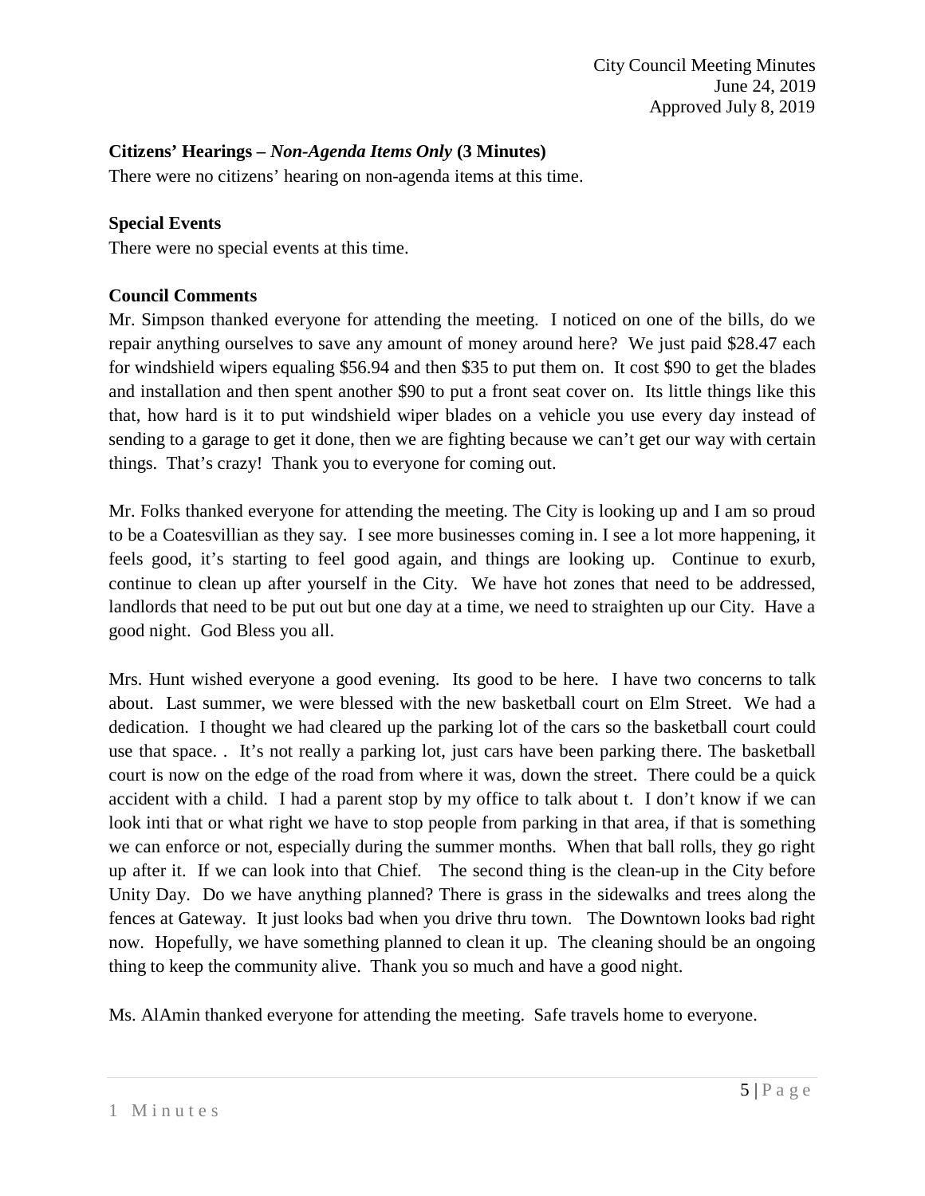**Citizens' Hearings –** ***Non-Agenda Items Only*** **(3 Minutes)**
There were no citizens' hearing on non-agenda items at this time.

**Special Events**
There were no special events at this time.

**Council Comments**
Mr. Simpson thanked everyone for attending the meeting. I noticed on one of the bills, do we repair anything ourselves to save any amount of money around here? We just paid $28.47 each for windshield wipers equaling $56.94 and then $35 to put them on. It cost $90 to get the blades and installation and then spent another $90 to put a front seat cover on. Its little things like this that, how hard is it to put windshield wiper blades on a vehicle you use every day instead of sending to a garage to get it done, then we are fighting because we can't get our way with certain things. That's crazy! Thank you to everyone for coming out.

Mr. Folks thanked everyone for attending the meeting. The City is looking up and I am so proud to be a Coatesvillian as they say. I see more businesses coming in. I see a lot more happening, it feels good, it's starting to feel good again, and things are looking up. Continue to exurb, continue to clean up after yourself in the City. We have hot zones that need to be addressed, landlords that need to be put out but one day at a time, we need to straighten up our City. Have a good night. God Bless you all.

Mrs. Hunt wished everyone a good evening. Its good to be here. I have two concerns to talk about. Last summer, we were blessed with the new basketball court on Elm Street. We had a dedication. I thought we had cleared up the parking lot of the cars so the basketball court could use that space. . It's not really a parking lot, just cars have been parking there. The basketball court is now on the edge of the road from where it was, down the street. There could be a quick accident with a child. I had a parent stop by my office to talk about t. I don't know if we can look inti that or what right we have to stop people from parking in that area, if that is something we can enforce or not, especially during the summer months. When that ball rolls, they go right up after it. If we can look into that Chief. The second thing is the clean-up in the City before Unity Day. Do we have anything planned? There is grass in the sidewalks and trees along the fences at Gateway. It just looks bad when you drive thru town. The Downtown looks bad right now. Hopefully, we have something planned to clean it up. The cleaning should be an ongoing thing to keep the community alive. Thank you so much and have a good night.

Ms. AlAmin thanked everyone for attending the meeting. Safe travels home to everyone.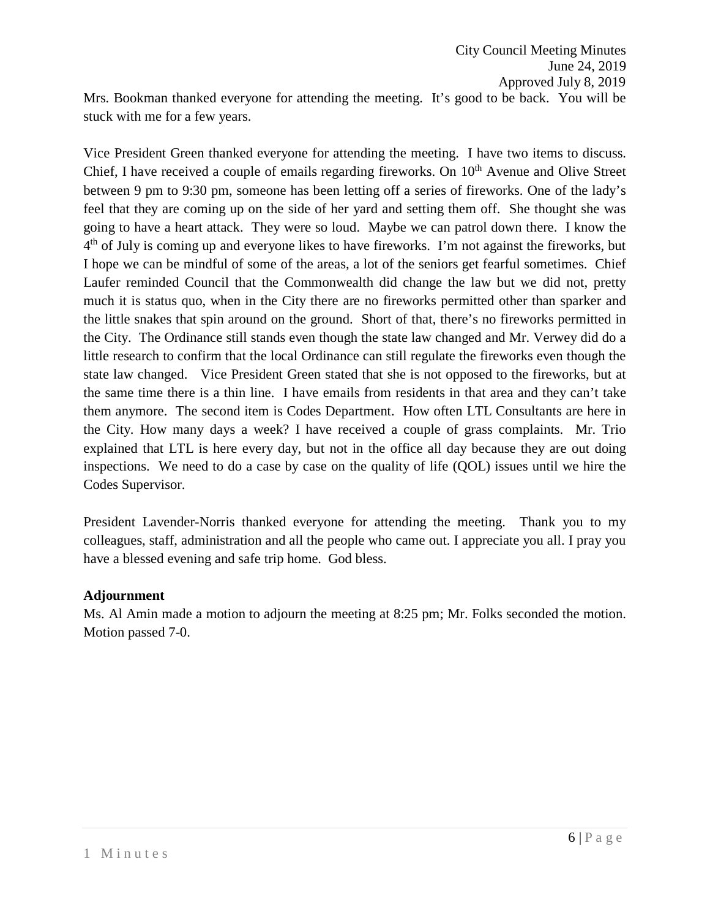Mrs. Bookman thanked everyone for attending the meeting. It's good to be back. You will be stuck with me for a few years.

Vice President Green thanked everyone for attending the meeting. I have two items to discuss. Chief, I have received a couple of emails regarding fireworks. On 10th Avenue and Olive Street between 9 pm to 9:30 pm, someone has been letting off a series of fireworks. One of the lady's feel that they are coming up on the side of her yard and setting them off. She thought she was going to have a heart attack. They were so loud. Maybe we can patrol down there. I know the 4th of July is coming up and everyone likes to have fireworks. I'm not against the fireworks, but I hope we can be mindful of some of the areas, a lot of the seniors get fearful sometimes. Chief Laufer reminded Council that the Commonwealth did change the law but we did not, pretty much it is status quo, when in the City there are no fireworks permitted other than sparker and the little snakes that spin around on the ground. Short of that, there's no fireworks permitted in the City. The Ordinance still stands even though the state law changed and Mr. Verwey did do a little research to confirm that the local Ordinance can still regulate the fireworks even though the state law changed. Vice President Green stated that she is not opposed to the fireworks, but at the same time there is a thin line. I have emails from residents in that area and they can't take them anymore. The second item is Codes Department. How often LTL Consultants are here in the City. How many days a week? I have received a couple of grass complaints. Mr. Trio explained that LTL is here every day, but not in the office all day because they are out doing inspections. We need to do a case by case on the quality of life (QOL) issues until we hire the Codes Supervisor.

President Lavender-Norris thanked everyone for attending the meeting. Thank you to my colleagues, staff, administration and all the people who came out. I appreciate you all. I pray you have a blessed evening and safe trip home. God bless.

**Adjournment**

Ms. Al Amin made a motion to adjourn the meeting at 8:25 pm; Mr. Folks seconded the motion. Motion passed 7-0.